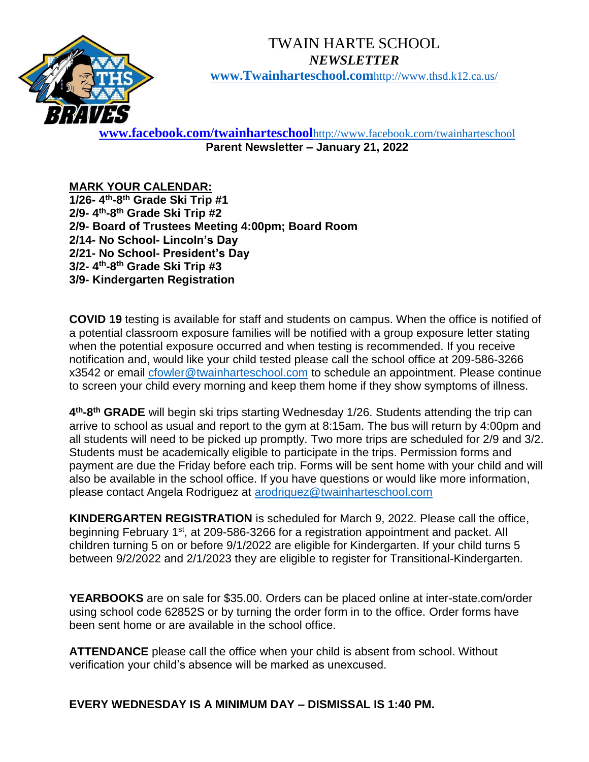# TWAIN HARTE SCHOOL

## *NEWSLETTER*

**www.Twainharteschool.com**http://www.thsd.k12.ca.us/

**www.facebook.com/twainharteschool**http://www.facebook.com/twainharteschool

**Parent Newsletter – January 21, 2022**

**MARK YOUR CALENDAR:**

**1/26- 4th-8th Grade Ski Trip #1**
**2/9- 4th-8th Grade Ski Trip #2**
**2/9- Board of Trustees Meeting 4:00pm; Board Room**
**2/14- No School- Lincoln's Day**
**2/21- No School- President's Day**
**3/2- 4th-8th Grade Ski Trip #3**
**3/9- Kindergarten Registration**

**COVID 19** testing is available for staff and students on campus. When the office is notified of a potential classroom exposure families will be notified with a group exposure letter stating when the potential exposure occurred and when testing is recommended. If you receive notification and, would like your child tested please call the school office at 209-586-3266 x3542 or email cfowler@twainharteschool.com to schedule an appointment. Please continue to screen your child every morning and keep them home if they show symptoms of illness.

**4th-8th GRADE** will begin ski trips starting Wednesday 1/26. Students attending the trip can arrive to school as usual and report to the gym at 8:15am. The bus will return by 4:00pm and all students will need to be picked up promptly. Two more trips are scheduled for 2/9 and 3/2. Students must be academically eligible to participate in the trips. Permission forms and payment are due the Friday before each trip. Forms will be sent home with your child and will also be available in the school office. If you have questions or would like more information, please contact Angela Rodriguez at arodriguez@twainharteschool.com

**KINDERGARTEN REGISTRATION** is scheduled for March 9, 2022. Please call the office, beginning February 1st, at 209-586-3266 for a registration appointment and packet. All children turning 5 on or before 9/1/2022 are eligible for Kindergarten. If your child turns 5 between 9/2/2022 and 2/1/2023 they are eligible to register for Transitional-Kindergarten.

**YEARBOOKS** are on sale for $35.00. Orders can be placed online at inter-state.com/order using school code 62852S or by turning the order form in to the office. Order forms have been sent home or are available in the school office.

**ATTENDANCE** please call the office when your child is absent from school. Without verification your child's absence will be marked as unexcused.

**EVERY WEDNESDAY IS A MINIMUM DAY – DISMISSAL IS 1:40 PM.**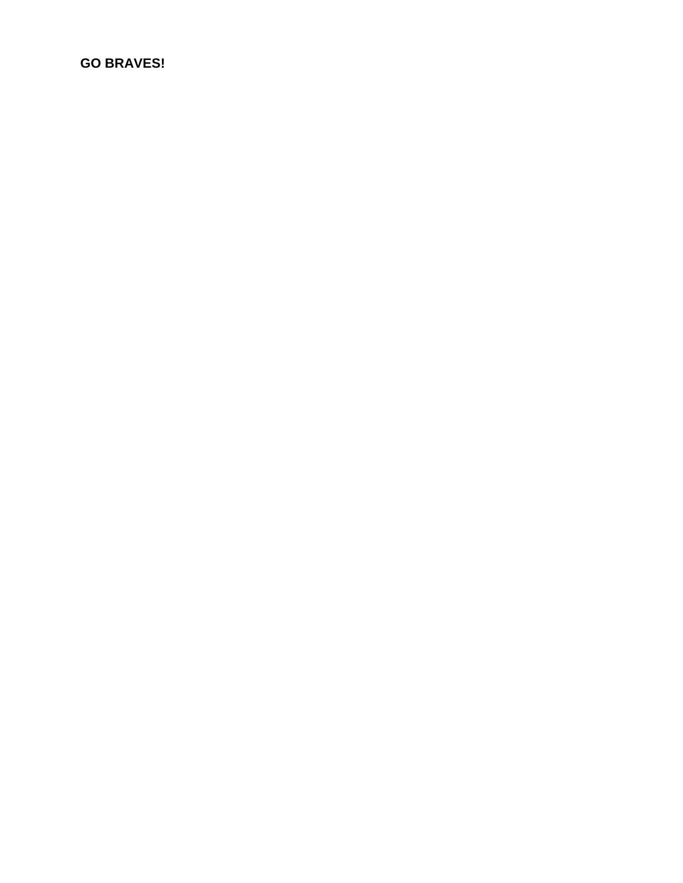**GO BRAVES!**